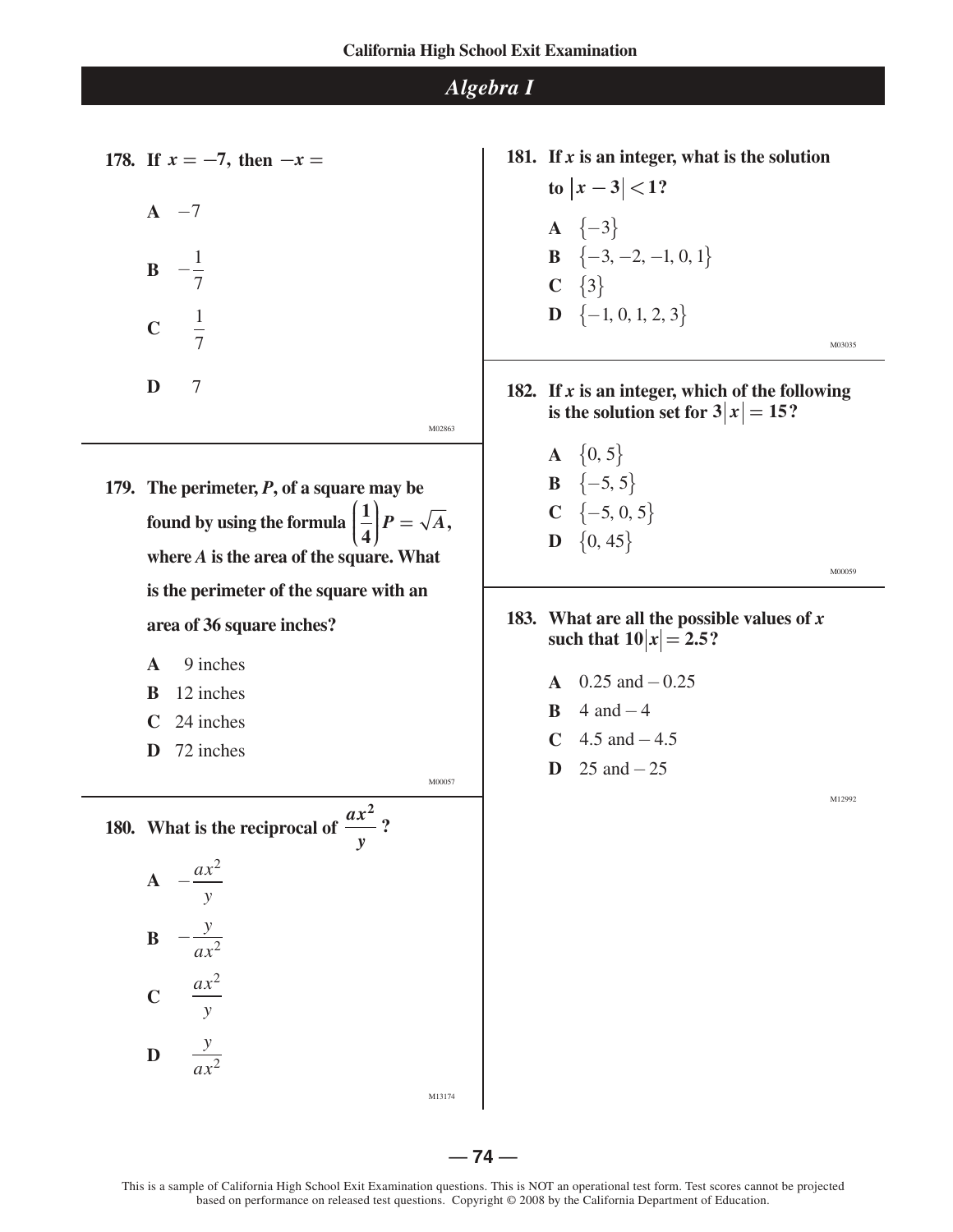## Algebra I

**178.** If $x = -7$, then $-x =$

**A** $-7$

**B** $-\frac{1}{7}$

**C** $\frac{1}{7}$

**D** $7$

M02863

**179.** The perimeter, $P$, of a square may be found by using the formula $\left(\frac{1}{4}\right)P = \sqrt{A}$, where $A$ is the area of the square. What is the perimeter of the square with an area of 36 square inches?

**A** 9 inches

**B** 12 inches

**C** 24 inches

**D** 72 inches

M00057

**180.** What is the reciprocal of $\frac{ax^2}{y}$?

**A** $-\frac{ax^2}{y}$

**B** $-\frac{y}{ax^2}$

**C** $\frac{ax^2}{y}$

**D** $\frac{y}{ax^2}$

M13174

**181.** If $x$ is an integer, what is the solution to $|x - 3| < 1$?

**A** $\{-3\}$

**B** $\{-3, -2, -1, 0, 1\}$

**C** $\{3\}$

**D** $\{-1, 0, 1, 2, 3\}$

M03035

**182.** If $x$ is an integer, which of the following is the solution set for $3|x| = 15$?

**A** $\{0, 5\}$

**B** $\{-5, 5\}$

**C** $\{-5, 0, 5\}$

**D** $\{0, 45\}$

M00059

**183.** What are all the possible values of $x$ such that $10|x| = 2.5$?

**A** 0.25 and $-0.25$

**B** 4 and $-4$

**C** 4.5 and $-4.5$

**D** 25 and $-25$

M12992

This is a sample of California High School Exit Examination questions. This is NOT an operational test form. Test scores cannot be projected based on performance on released test questions. Copyright © 2008 by the California Department of Education.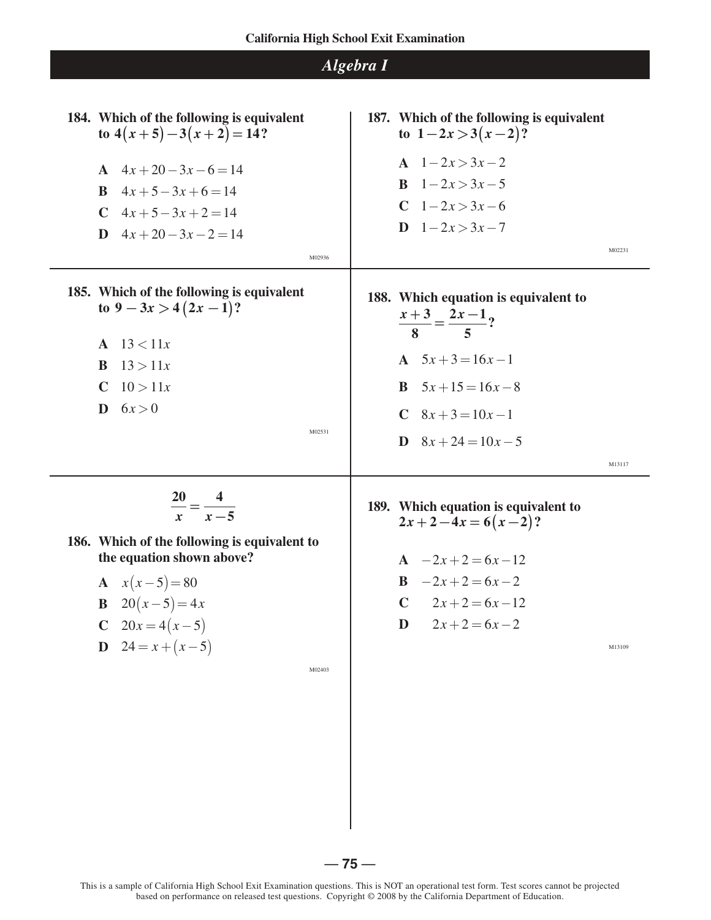## Algebra I

**184.** Which of the following is equivalent to $4(x+5)-3(x+2)=14$?

**A** $4x+20-3x-6=14$

**B** $4x+5-3x+6=14$

**C** $4x+5-3x+2=14$

**D** $4x+20-3x-2=14$

M02936

**185.** Which of the following is equivalent to $9-3x>4(2x-1)$?

**A** $13<11x$

**B** $13>11x$

**C** $10>11x$

**D** $6x>0$

M02531

$$\frac{20}{x}=\frac{4}{x-5}$$

**186.** Which of the following is equivalent to the equation shown above?

**A** $x(x-5)=80$

**B** $20(x-5)=4x$

**C** $20x=4(x-5)$

**D** $24=x+(x-5)$

M02403

**187.** Which of the following is equivalent to $1-2x>3(x-2)$?

**A** $1-2x>3x-2$

**B** $1-2x>3x-5$

**C** $1-2x>3x-6$

**D** $1-2x>3x-7$

M02231

**188.** Which equation is equivalent to $\frac{x+3}{8}=\frac{2x-1}{5}$?

**A** $5x+3=16x-1$

**B** $5x+15=16x-8$

**C** $8x+3=10x-1$

**D** $8x+24=10x-5$

M13117

**189.** Which equation is equivalent to $2x+2-4x=6(x-2)$?

**A** $-2x+2=6x-12$

**B** $-2x+2=6x-2$

**C** $2x+2=6x-12$

**D** $2x+2=6x-2$

M13109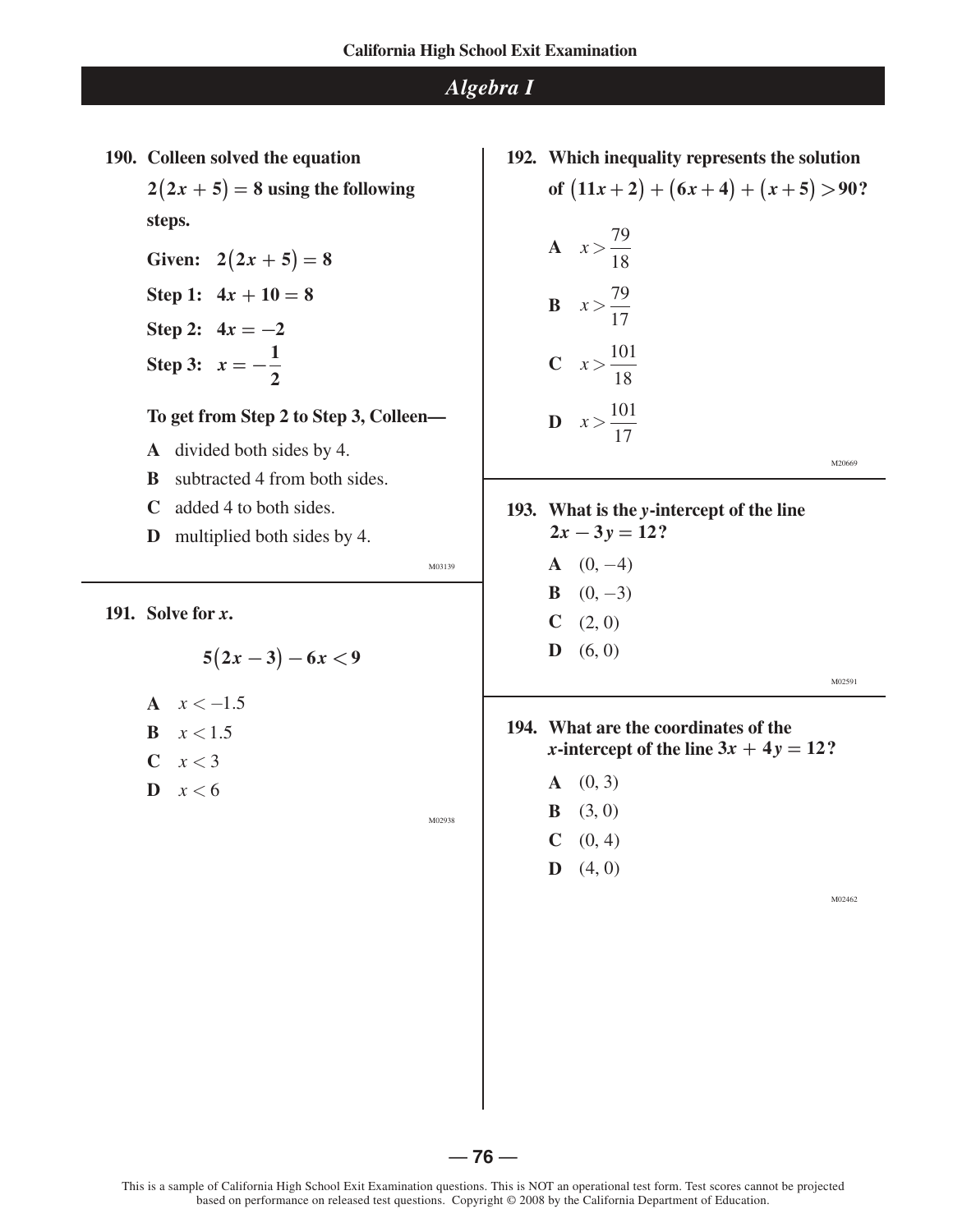## Algebra I

**190. Colleen solved the equation $2(2x + 5) = 8$ using the following steps.**

**Given:** $2(2x + 5) = 8$

**Step 1:** $4x + 10 = 8$

**Step 2:** $4x = -2$

**Step 3:** $x = -\frac{1}{2}$

**To get from Step 2 to Step 3, Colleen—**

- **A** divided both sides by 4.
- **B** subtracted 4 from both sides.
- **C** added 4 to both sides.
- **D** multiplied both sides by 4.

M03139

**191. Solve for $x$.**

$$5(2x - 3) - 6x < 9$$

- **A** $x < -1.5$
- **B** $x < 1.5$
- **C** $x < 3$
- **D** $x < 6$

M02938

**192. Which inequality represents the solution of $(11x + 2) + (6x + 4) + (x + 5) > 90$?**

- **A** $x > \frac{79}{18}$
- **B** $x > \frac{79}{17}$
- **C** $x > \frac{101}{18}$
- **D** $x > \frac{101}{17}$

M20669

**193. What is the $y$-intercept of the line $2x - 3y = 12$?**

- **A** $(0, -4)$
- **B** $(0, -3)$
- **C** $(2, 0)$
- **D** $(6, 0)$

M02591

**194. What are the coordinates of the $x$-intercept of the line $3x + 4y = 12$?**

- **A** $(0, 3)$
- **B** $(3, 0)$
- **C** $(0, 4)$
- **D** $(4, 0)$

M02462

This is a sample of California High School Exit Examination questions. This is NOT an operational test form. Test scores cannot be projected based on performance on released test questions. Copyright © 2008 by the California Department of Education.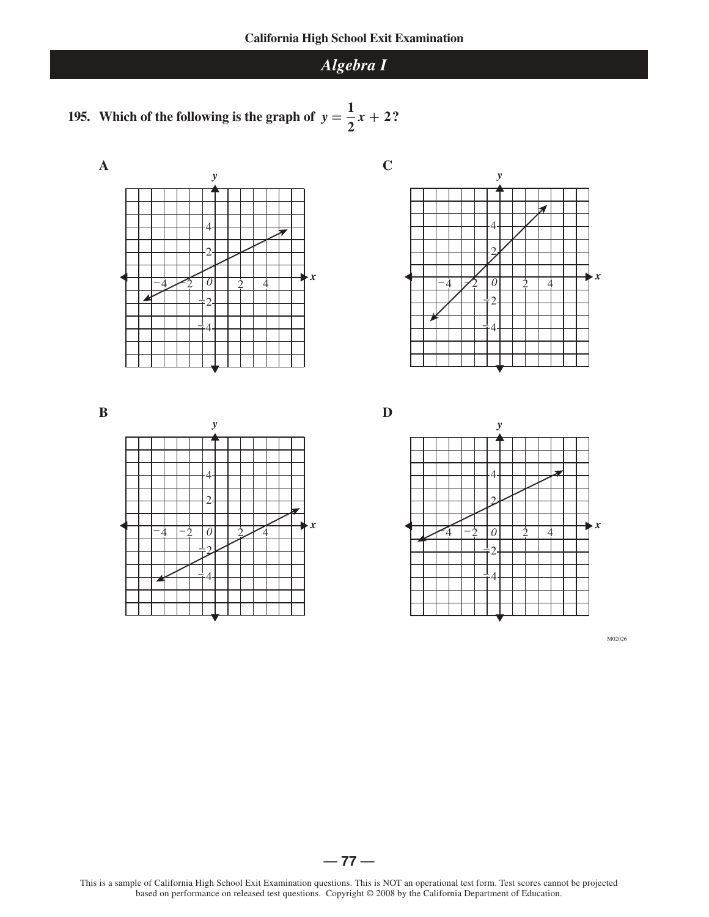## Algebra I

**195. Which of the following is the graph of $y = \frac{1}{2}x + 2$?**

**A**

**C**

**B**

**D**

M02026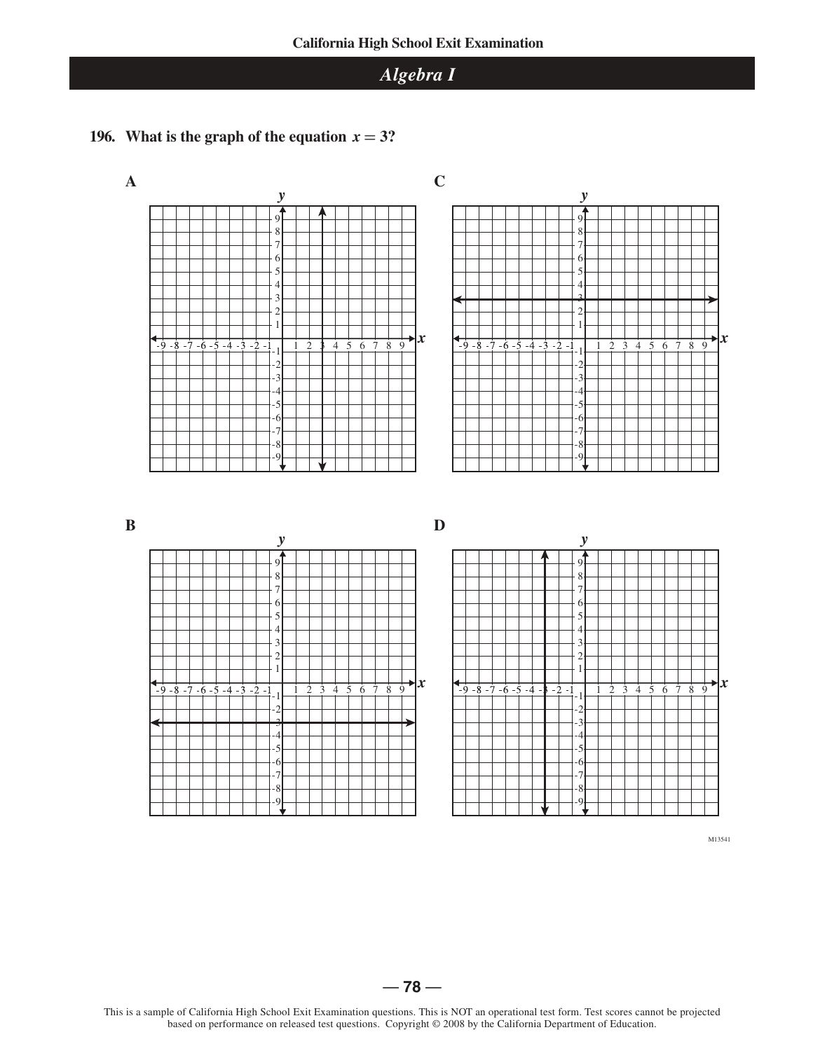## Algebra I

**196. What is the graph of the equation $x = 3$?**

**A**

**B**

**C**

**D**

M13541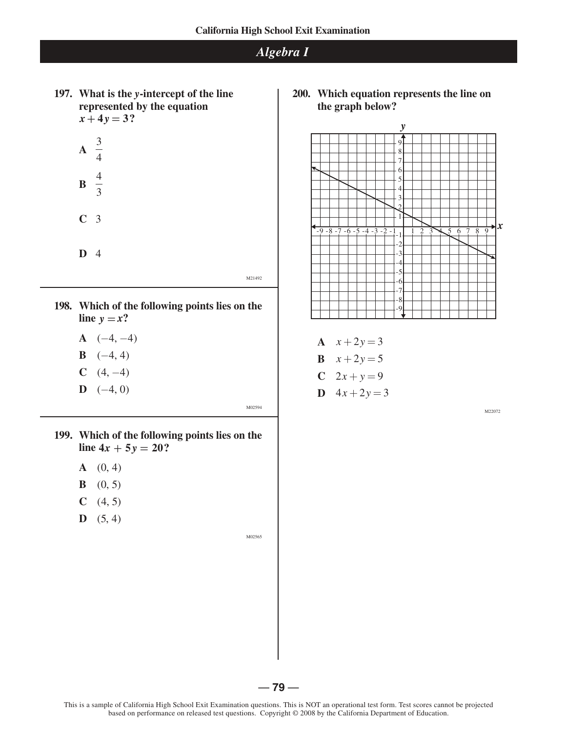## Algebra I

**197. What is the *y*-intercept of the line represented by the equation $x + 4y = 3$?**

**A** $\frac{3}{4}$

**B** $\frac{4}{3}$

**C** 3

**D** 4

M21492

**198. Which of the following points lies on the line $y = x$?**

**A** $(-4, -4)$

**B** $(-4, 4)$

**C** $(4, -4)$

**D** $(-4, 0)$

M02594

**199. Which of the following points lies on the line $4x + 5y = 20$?**

**A** (0, 4)

**B** (0, 5)

**C** (4, 5)

**D** (5, 4)

M02565

**200. Which equation represents the line on the graph below?**

**A** $x + 2y = 3$

**B** $x + 2y = 5$

**C** $2x + y = 9$

**D** $4x + 2y = 3$

M22072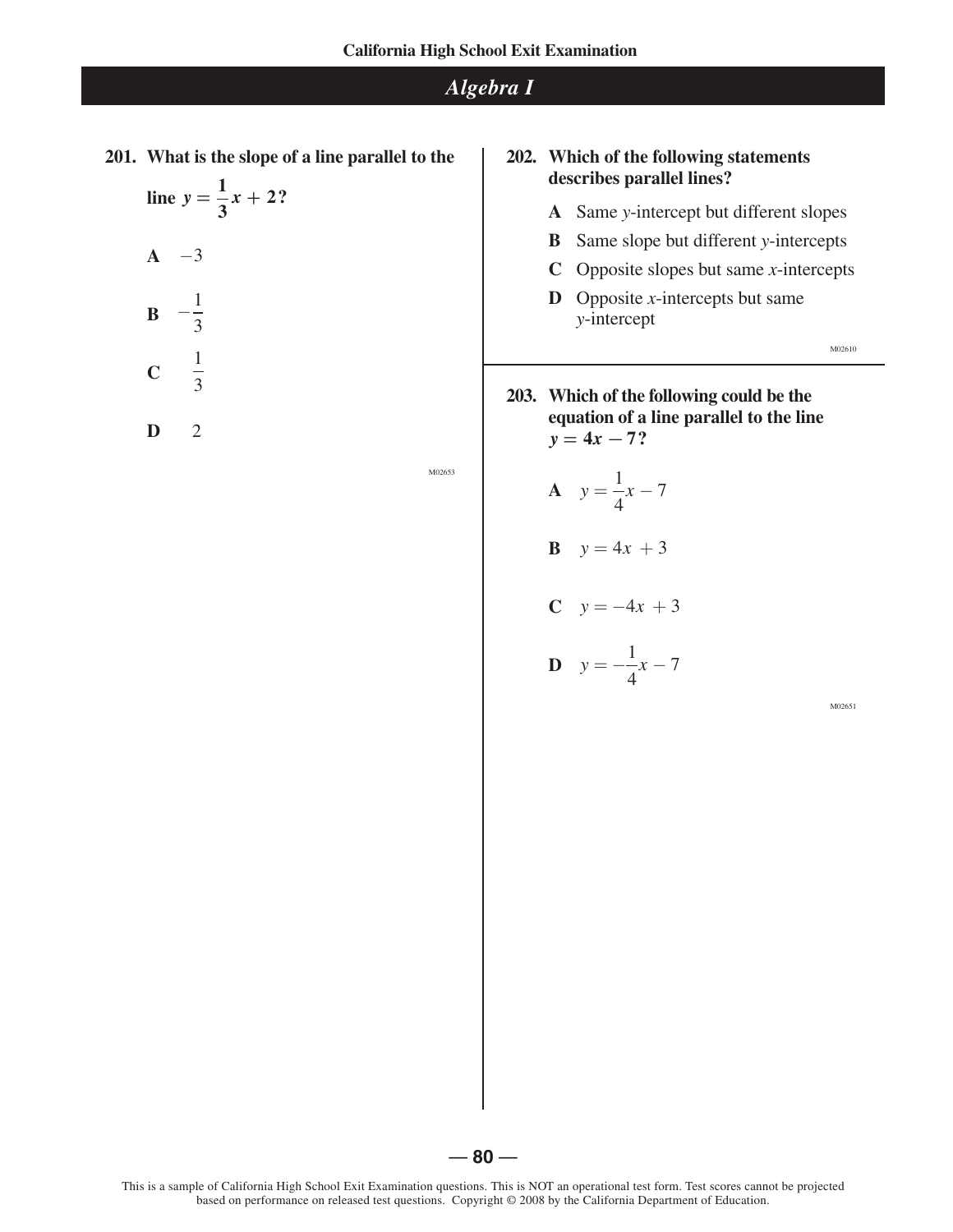## Algebra I

**201. What is the slope of a line parallel to the line $y = \frac{1}{3}x + 2$?**

**A** $-3$

**B** $-\frac{1}{3}$

**C** $\frac{1}{3}$

**D** $2$

M02653

**202. Which of the following statements describes parallel lines?**

**A** Same *y*-intercept but different slopes

**B** Same slope but different *y*-intercepts

**C** Opposite slopes but same *x*-intercepts

**D** Opposite *x*-intercepts but same *y*-intercept

M02610

**203. Which of the following could be the equation of a line parallel to the line $y = 4x - 7$?**

**A** $y = \frac{1}{4}x - 7$

**B** $y = 4x + 3$

**C** $y = -4x + 3$

**D** $y = -\frac{1}{4}x - 7$

M02651

This is a sample of California High School Exit Examination questions. This is NOT an operational test form. Test scores cannot be projected based on performance on released test questions. Copyright © 2008 by the California Department of Education.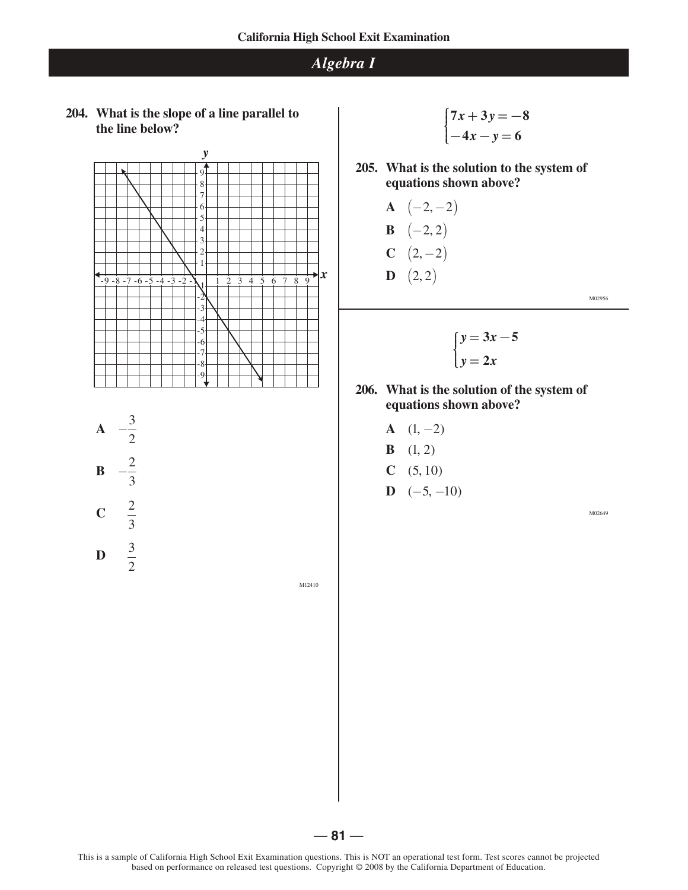## Algebra I

**204. What is the slope of a line parallel to the line below?**

**A** $-\frac{3}{2}$

**B** $-\frac{2}{3}$

**C** $\frac{2}{3}$

**D** $\frac{3}{2}$

M12410

$$\begin{cases} 7x + 3y = -8 \\ -4x - y = 6 \end{cases}$$

**205. What is the solution to the system of equations shown above?**

**A** $(-2, -2)$

**B** $(-2, 2)$

**C** $(2, -2)$

**D** $(2, 2)$

M02956

$$\begin{cases} y = 3x - 5 \\ y = 2x \end{cases}$$

**206. What is the solution of the system of equations shown above?**

**A** $(1, -2)$

**B** $(1, 2)$

**C** $(5, 10)$

**D** $(-5, -10)$

M02649

This is a sample of California High School Exit Examination questions. This is NOT an operational test form. Test scores cannot be projected based on performance on released test questions. Copyright © 2008 by the California Department of Education.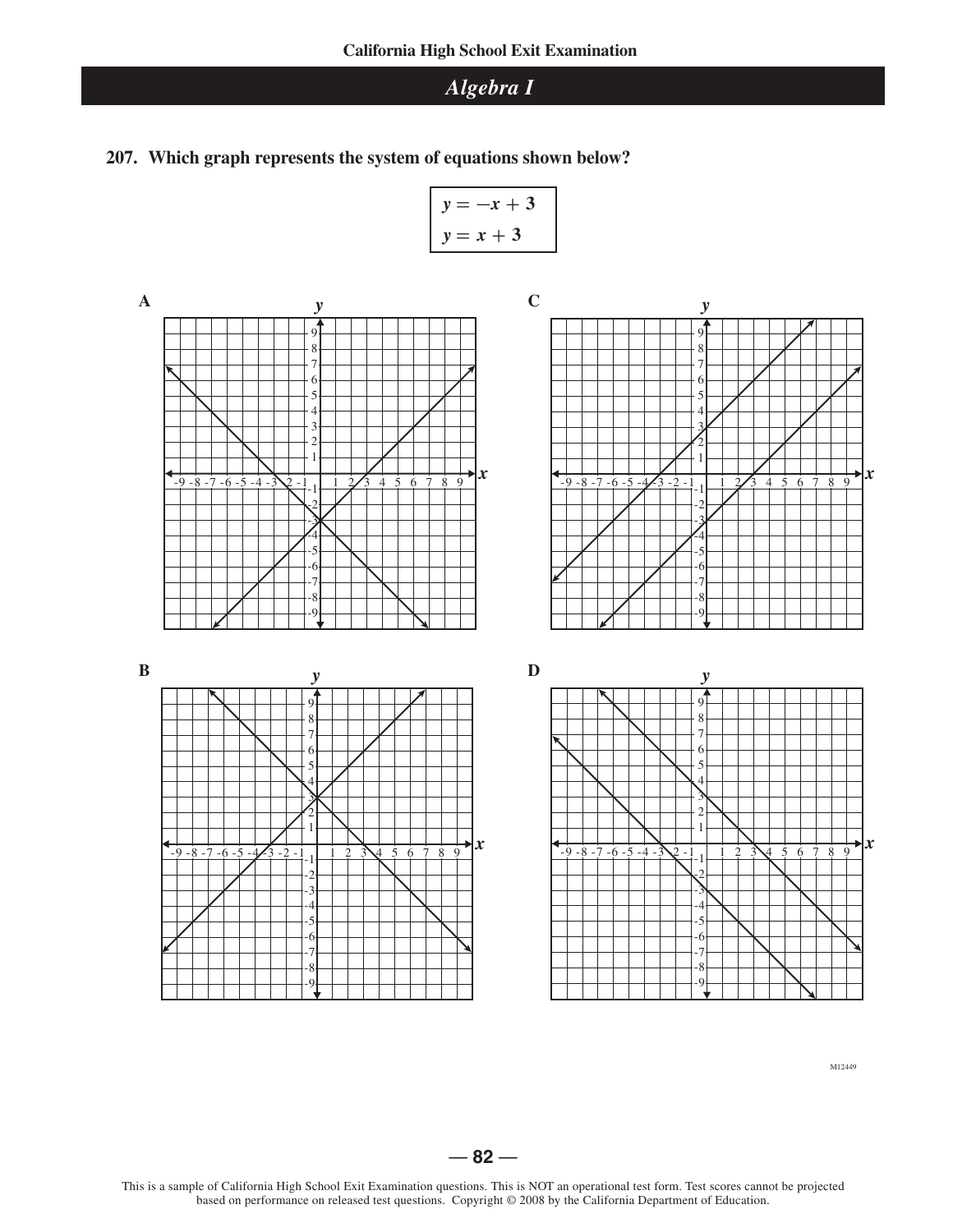## Algebra I

**207. Which graph represents the system of equations shown below?**

$$y = -x + 3$$
$$y = x + 3$$

**A**

**B**

**C**

**D**

M12449

This is a sample of California High School Exit Examination questions. This is NOT an operational test form. Test scores cannot be projected based on performance on released test questions. Copyright © 2008 by the California Department of Education.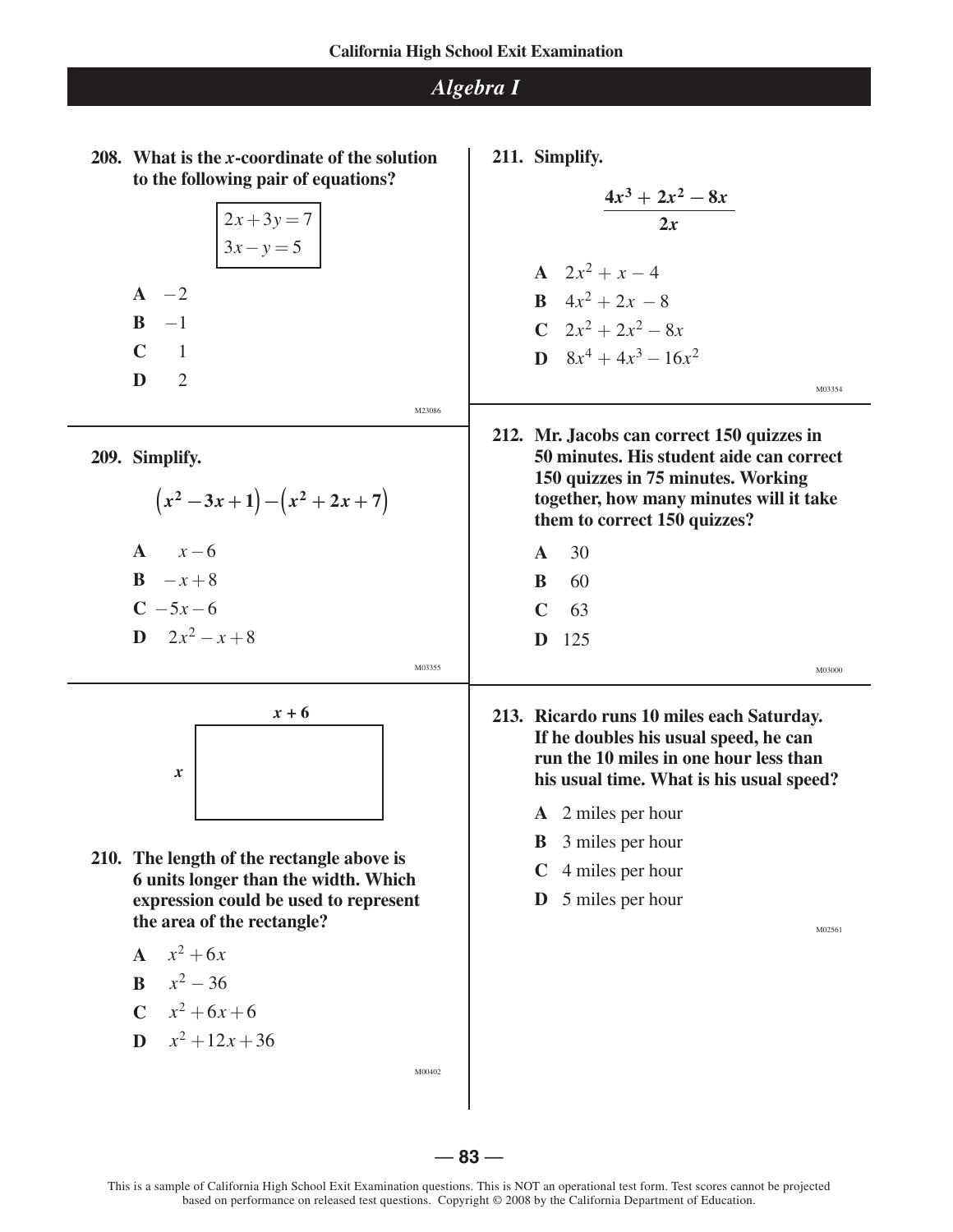## Algebra I

**208. What is the *x*-coordinate of the solution to the following pair of equations?**

$$2x + 3y = 7$$
$$3x - y = 5$$

**A** $-2$

**B** $-1$

**C** $1$

**D** $2$

M23086

**209. Simplify.**

$$\left(x^2 - 3x + 1\right) - \left(x^2 + 2x + 7\right)$$

**A** $x - 6$

**B** $-x + 8$

**C** $-5x - 6$

**D** $2x^2 - x + 8$

M03355

*x* + 6

*x*

**210. The length of the rectangle above is 6 units longer than the width. Which expression could be used to represent the area of the rectangle?**

**A** $x^2 + 6x$

**B** $x^2 - 36$

**C** $x^2 + 6x + 6$

**D** $x^2 + 12x + 36$

M00402

**211. Simplify.**

$$\frac{4x^3 + 2x^2 - 8x}{2x}$$

**A** $2x^2 + x - 4$

**B** $4x^2 + 2x - 8$

**C** $2x^2 + 2x^2 - 8x$

**D** $8x^4 + 4x^3 - 16x^2$

M03354

**212. Mr. Jacobs can correct 150 quizzes in 50 minutes. His student aide can correct 150 quizzes in 75 minutes. Working together, how many minutes will it take them to correct 150 quizzes?**

**A** 30

**B** 60

**C** 63

**D** 125

M03000

**213. Ricardo runs 10 miles each Saturday. If he doubles his usual speed, he can run the 10 miles in one hour less than his usual time. What is his usual speed?**

**A** 2 miles per hour

**B** 3 miles per hour

**C** 4 miles per hour

**D** 5 miles per hour

M02561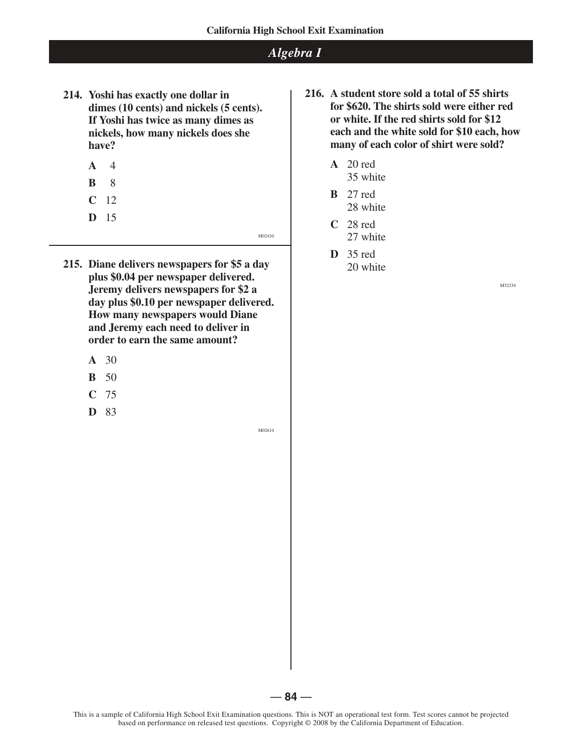## Algebra I

**214. Yoshi has exactly one dollar in dimes (10 cents) and nickels (5 cents). If Yoshi has twice as many dimes as nickels, how many nickels does she have?**

- **A** 4
- **B** 8
- **C** 12
- **D** 15

M02410

**215. Diane delivers newspapers for $5 a day plus $0.04 per newspaper delivered. Jeremy delivers newspapers for $2 a day plus $0.10 per newspaper delivered. How many newspapers would Diane and Jeremy each need to deliver in order to earn the same amount?**

- **A** 30
- **B** 50
- **C** 75
- **D** 83

M02614

**216. A student store sold a total of 55 shirts for $620. The shirts sold were either red or white. If the red shirts sold for $12 each and the white sold for $10 each, how many of each color of shirt were sold?**

- **A** 20 red
  35 white
- **B** 27 red
  28 white
- **C** 28 red
  27 white
- **D** 35 red
  20 white

M32234

This is a sample of California High School Exit Examination questions. This is NOT an operational test form. Test scores cannot be projected based on performance on released test questions. Copyright © 2008 by the California Department of Education.